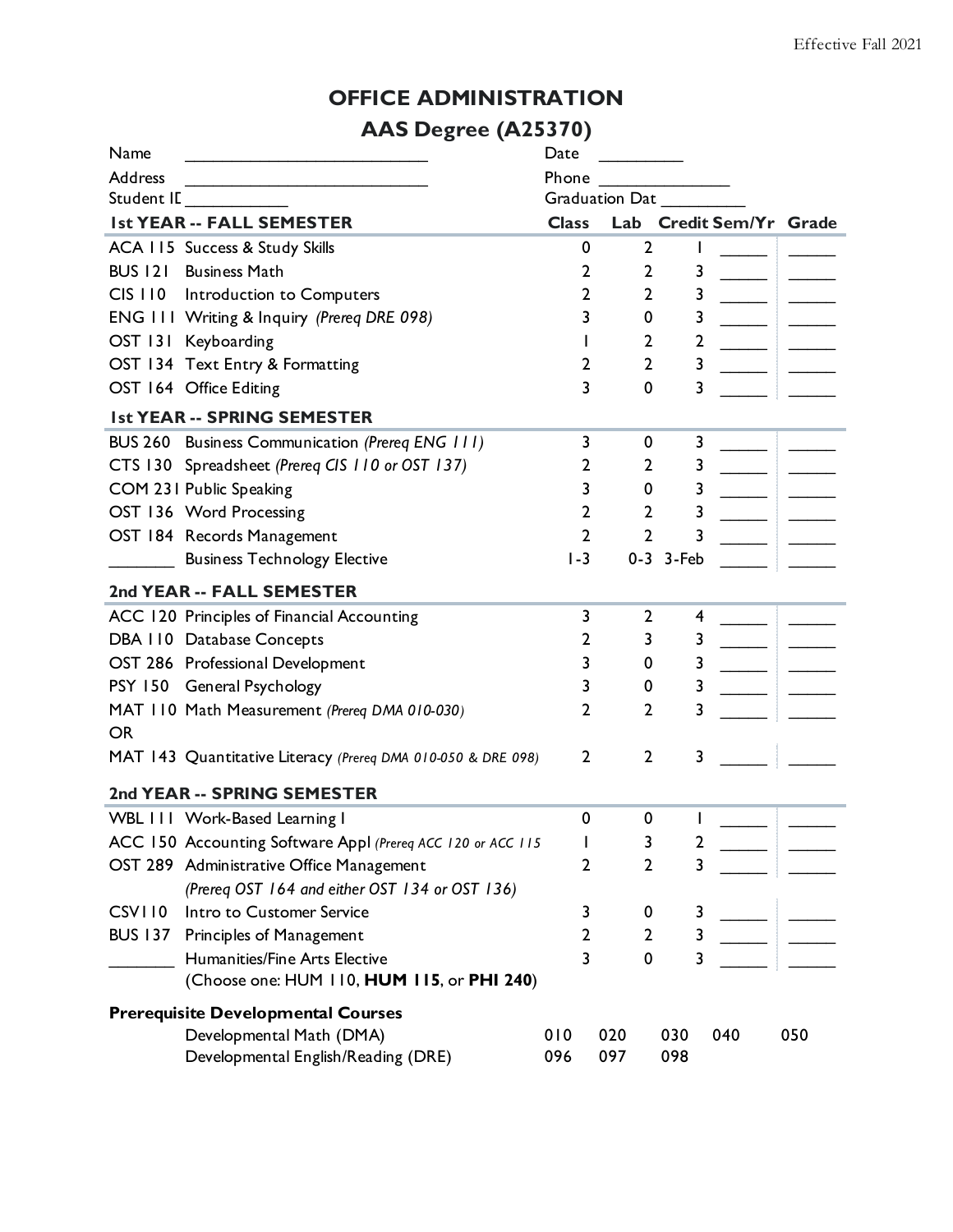Effective Fall 2021

# OFFICE ADMINISTRATION

## AAS Degree (A25370)

Name ______________________ Date _________

Address ______________________ Phone ______________

Student ID ___________ Graduation Date _________

| 1st YEAR -- FALL SEMESTER | | Class | Lab | Credit | Sem/Yr | Grade |
|---|---|---|---|---|---|---|
| ACA 115 | Success & Study Skills | 0 | 2 | 1 | _____ | _____ |
| BUS 121 | Business Math | 2 | 2 | 3 | _____ | _____ |
| CIS 110 | Introduction to Computers | 2 | 2 | 3 | _____ | _____ |
| ENG 111 | Writing & Inquiry *(Prereq DRE 098)* | 3 | 0 | 3 | _____ | _____ |
| OST 131 | Keyboarding | 1 | 2 | 2 | _____ | _____ |
| OST 134 | Text Entry & Formatting | 2 | 2 | 3 | _____ | _____ |
| OST 164 | Office Editing | 3 | 0 | 3 | _____ | _____ |
| **1st YEAR -- SPRING SEMESTER** | | | | | | |
| BUS 260 | Business Communication *(Prereq ENG 111)* | 3 | 0 | 3 | _____ | _____ |
| CTS 130 | Spreadsheet *(Prereq CIS 110 or OST 137)* | 2 | 2 | 3 | _____ | _____ |
| COM 231 | Public Speaking | 3 | 0 | 3 | _____ | _____ |
| OST 136 | Word Processing | 2 | 2 | 3 | _____ | _____ |
| OST 184 | Records Management | 2 | 2 | 3 | _____ | _____ |
| _______ | Business Technology Elective | 1-3 | 0-3 | 3-Feb | _____ | _____ |
| **2nd YEAR -- FALL SEMESTER** | | | | | | |
| ACC 120 | Principles of Financial Accounting | 3 | 2 | 4 | _____ | _____ |
| DBA 110 | Database Concepts | 2 | 3 | 3 | _____ | _____ |
| OST 286 | Professional Development | 3 | 0 | 3 | _____ | _____ |
| PSY 150 | General Psychology | 3 | 0 | 3 | _____ | _____ |
| MAT 110 | Math Measurement *(Prereq DMA 010-030)* | 2 | 2 | 3 | _____ | _____ |
| OR | | | | | | |
| MAT 143 | Quantitative Literacy *(Prereq DMA 010-050 & DRE 098)* | 2 | 2 | 3 | _____ | _____ |
| **2nd YEAR -- SPRING SEMESTER** | | | | | | |
| WBL 111 | Work-Based Learning I | 0 | 0 | 1 | _____ | _____ |
| ACC 150 | Accounting Software Appl *(Prereq ACC 120 or ACC 115* | 1 | 3 | 2 | _____ | _____ |
| OST 289 | Administrative Office Management *(Prereq OST 164 and either OST 134 or OST 136)* | 2 | 2 | 3 | _____ | _____ |
| CSV110 | Intro to Customer Service | 3 | 0 | 3 | _____ | _____ |
| BUS 137 | Principles of Management | 2 | 2 | 3 | _____ | _____ |
| _______ | Humanities/Fine Arts Elective (Choose one: HUM 110, **HUM 115**, or **PHI 240**) | 3 | 0 | 3 | _____ | _____ |

**Prerequisite Developmental Courses**

| | | | | | |
|---|---|---|---|---|---|
| Developmental Math (DMA) | 010 | 020 | 030 | 040 | 050 |
| Developmental English/Reading (DRE) | 096 | 097 | 098 | | |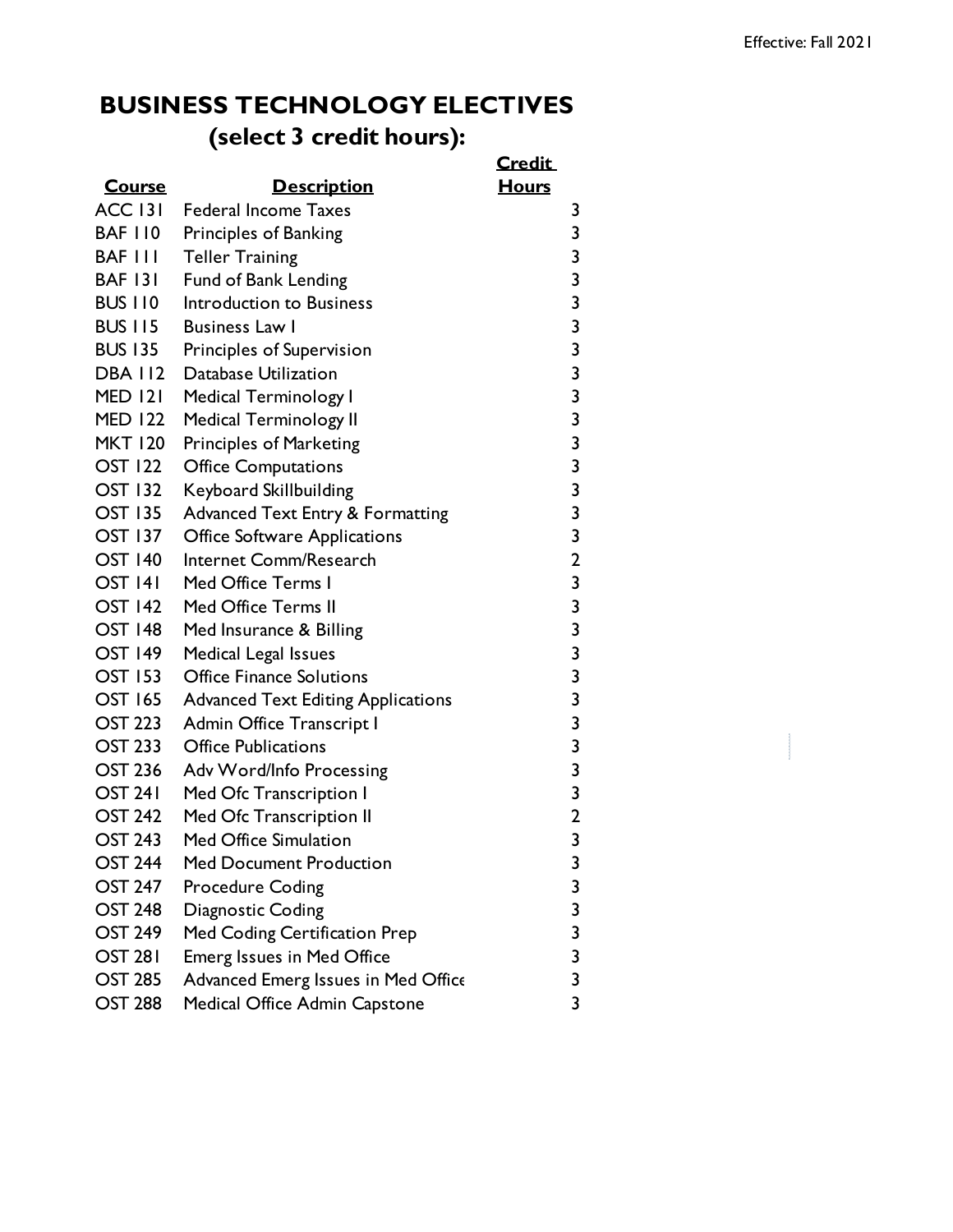# BUSINESS TECHNOLOGY ELECTIVES
## (select 3 credit hours):

| Course | Description | Credit Hours |
|---|---|---|
| ACC 131 | Federal Income Taxes | 3 |
| BAF 110 | Principles of Banking | 3 |
| BAF 111 | Teller Training | 3 |
| BAF 131 | Fund of Bank Lending | 3 |
| BUS 110 | Introduction to Business | 3 |
| BUS 115 | Business Law I | 3 |
| BUS 135 | Principles of Supervision | 3 |
| DBA 112 | Database Utilization | 3 |
| MED 121 | Medical Terminology I | 3 |
| MED 122 | Medical Terminology II | 3 |
| MKT 120 | Principles of Marketing | 3 |
| OST 122 | Office Computations | 3 |
| OST 132 | Keyboard Skillbuilding | 3 |
| OST 135 | Advanced Text Entry & Formatting | 3 |
| OST 137 | Office Software Applications | 3 |
| OST 140 | Internet Comm/Research | 2 |
| OST 141 | Med Office Terms I | 3 |
| OST 142 | Med Office Terms II | 3 |
| OST 148 | Med Insurance & Billing | 3 |
| OST 149 | Medical Legal Issues | 3 |
| OST 153 | Office Finance Solutions | 3 |
| OST 165 | Advanced Text Editing Applications | 3 |
| OST 223 | Admin Office Transcript I | 3 |
| OST 233 | Office Publications | 3 |
| OST 236 | Adv Word/Info Processing | 3 |
| OST 241 | Med Ofc Transcription I | 3 |
| OST 242 | Med Ofc Transcription II | 2 |
| OST 243 | Med Office Simulation | 3 |
| OST 244 | Med Document Production | 3 |
| OST 247 | Procedure Coding | 3 |
| OST 248 | Diagnostic Coding | 3 |
| OST 249 | Med Coding Certification Prep | 3 |
| OST 281 | Emerg Issues in Med Office | 3 |
| OST 285 | Advanced Emerg Issues in Med Office | 3 |
| OST 288 | Medical Office Admin Capstone | 3 |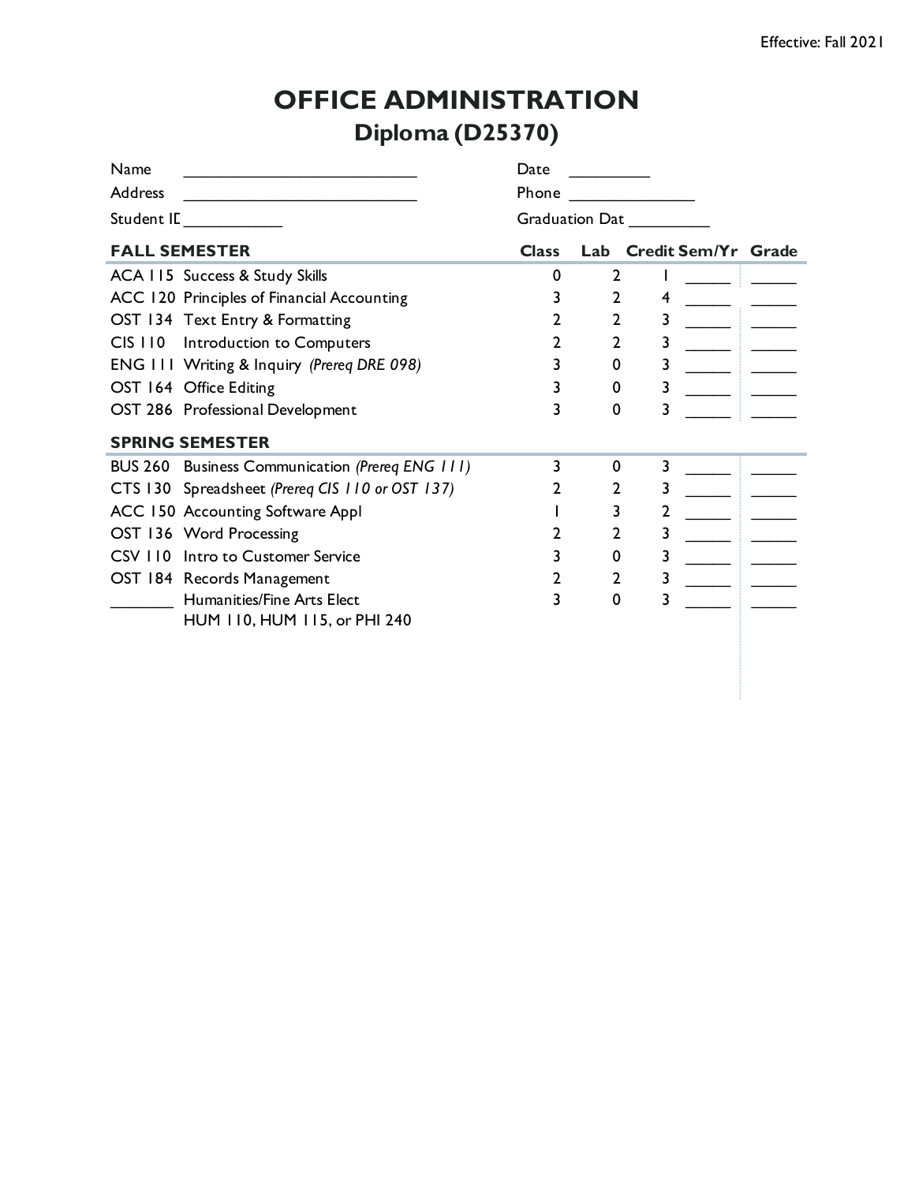Effective: Fall 2021

# OFFICE ADMINISTRATION

## Diploma (D25370)

Name ___________________________ Date _________

Address ___________________________ Phone ______________

Student ID ____________ Graduation Dat _________

| FALL SEMESTER | Class | Lab | Credit | Sem/Yr | Grade |
|---|---|---|---|---|---|
| ACA 115 Success & Study Skills | 0 | 2 | 1 | _____ | _____ |
| ACC 120 Principles of Financial Accounting | 3 | 2 | 4 | _____ | _____ |
| OST 134 Text Entry & Formatting | 2 | 2 | 3 | _____ | _____ |
| CIS 110 Introduction to Computers | 2 | 2 | 3 | _____ | _____ |
| ENG 111 Writing & Inquiry *(Prereq DRE 098)* | 3 | 0 | 3 | _____ | _____ |
| OST 164 Office Editing | 3 | 0 | 3 | _____ | _____ |
| OST 286 Professional Development | 3 | 0 | 3 | _____ | _____ |
| **SPRING SEMESTER** | | | | | |
| BUS 260 Business Communication *(Prereq ENG 111)* | 3 | 0 | 3 | _____ | _____ |
| CTS 130 Spreadsheet *(Prereq CIS 110 or OST 137)* | 2 | 2 | 3 | _____ | _____ |
| ACC 150 Accounting Software Appl | 1 | 3 | 2 | _____ | _____ |
| OST 136 Word Processing | 2 | 2 | 3 | _____ | _____ |
| CSV 110 Intro to Customer Service | 3 | 0 | 3 | _____ | _____ |
| OST 184 Records Management | 2 | 2 | 3 | _____ | _____ |
| _______ Humanities/Fine Arts Elect HUM 110, HUM 115, or PHI 240 | 3 | 0 | 3 | _____ | _____ |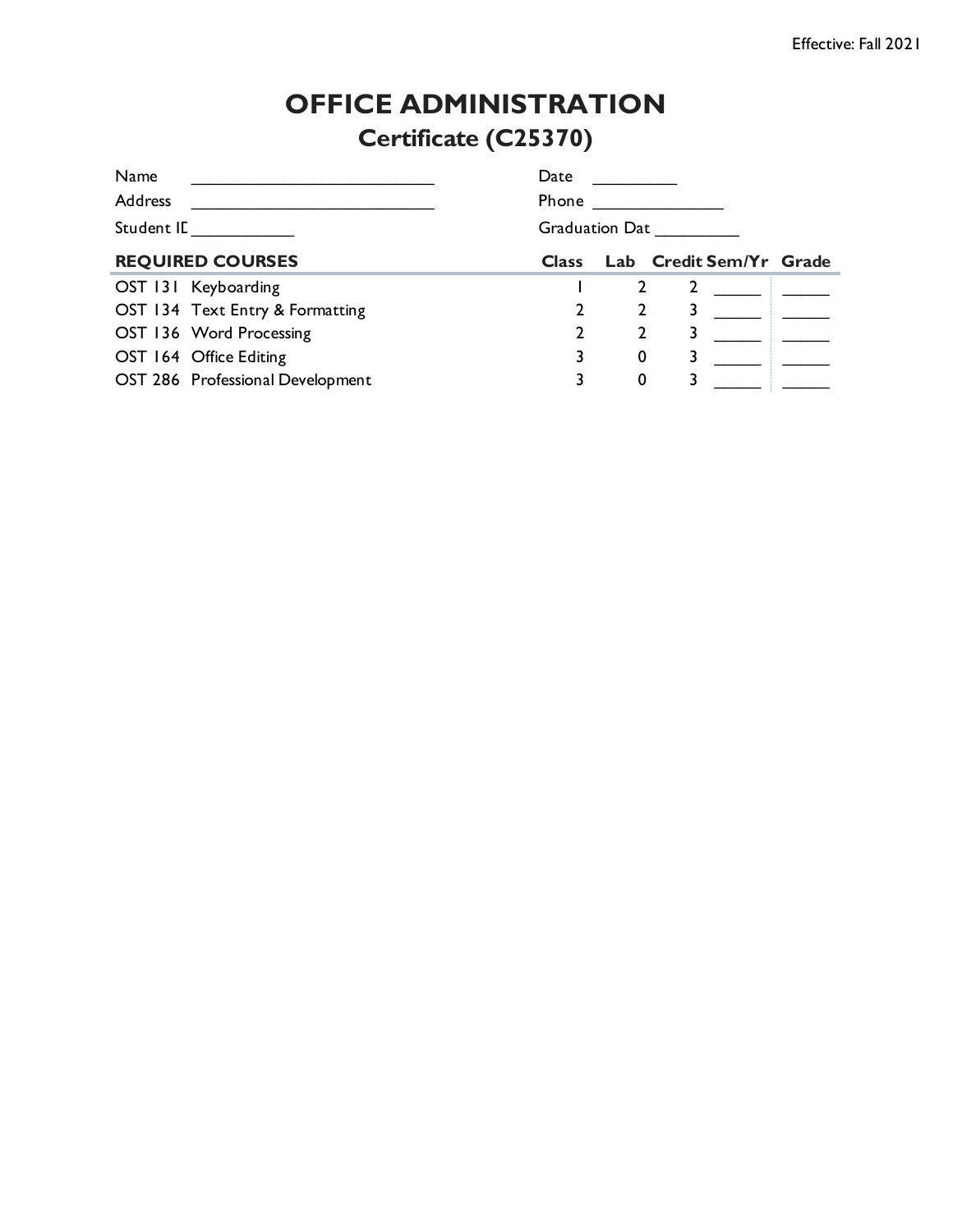Effective: Fall 2021

# OFFICE ADMINISTRATION

## Certificate (C25370)

Name ___________________________ Date _________

Address ___________________________ Phone _______________

Student ID ___________ Graduation Date _________

| REQUIRED COURSES | | Class | Lab | Credit | Sem/Yr | Grade |
|---|---|---|---|---|---|---|
| OST 131 | Keyboarding | 1 | 2 | 2 | _____ | _____ |
| OST 134 | Text Entry & Formatting | 2 | 2 | 3 | _____ | _____ |
| OST 136 | Word Processing | 2 | 2 | 3 | _____ | _____ |
| OST 164 | Office Editing | 3 | 0 | 3 | _____ | _____ |
| OST 286 | Professional Development | 3 | 0 | 3 | _____ | _____ |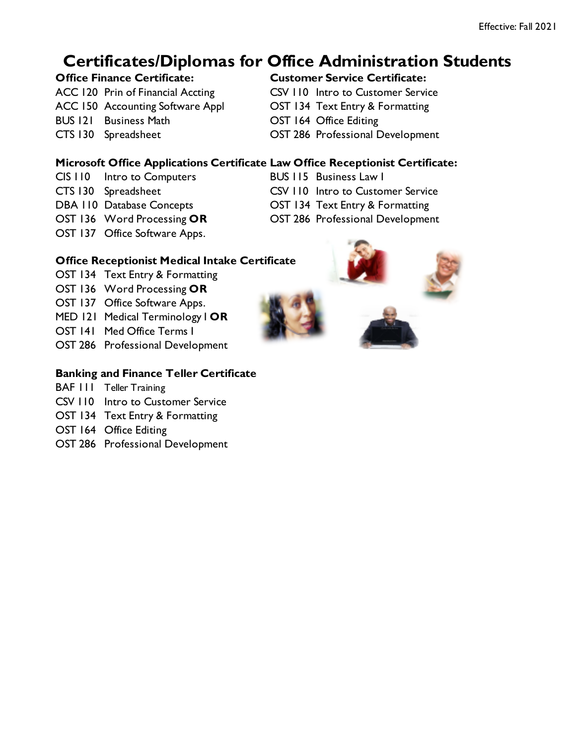Effective: Fall 2021

# Certificates/Diplomas for Office Administration Students

**Office Finance Certificate:**

ACC 120 Prin of Financial Accting
ACC 150 Accounting Software Appl
BUS 121 Business Math
CTS 130 Spreadsheet

**Customer Service Certificate:**

CSV 110 Intro to Customer Service
OST 134 Text Entry & Formatting
OST 164 Office Editing
OST 286 Professional Development

**Microsoft Office Applications Certificate**

CIS 110 Intro to Computers
CTS 130 Spreadsheet
DBA 110 Database Concepts
OST 136 Word Processing **OR**
OST 137 Office Software Apps.

**Law Office Receptionist Certificate:**

BUS 115 Business Law I
CSV 110 Intro to Customer Service
OST 134 Text Entry & Formatting
OST 286 Professional Development

**Office Receptionist Medical Intake Certificate**

OST 134 Text Entry & Formatting
OST 136 Word Processing **OR**
OST 137 Office Software Apps.
MED 121 Medical Terminology I **OR**
OST 141 Med Office Terms I
OST 286 Professional Development

**Banking and Finance Teller Certificate**

BAF 111 Teller Training
CSV 110 Intro to Customer Service
OST 134 Text Entry & Formatting
OST 164 Office Editing
OST 286 Professional Development